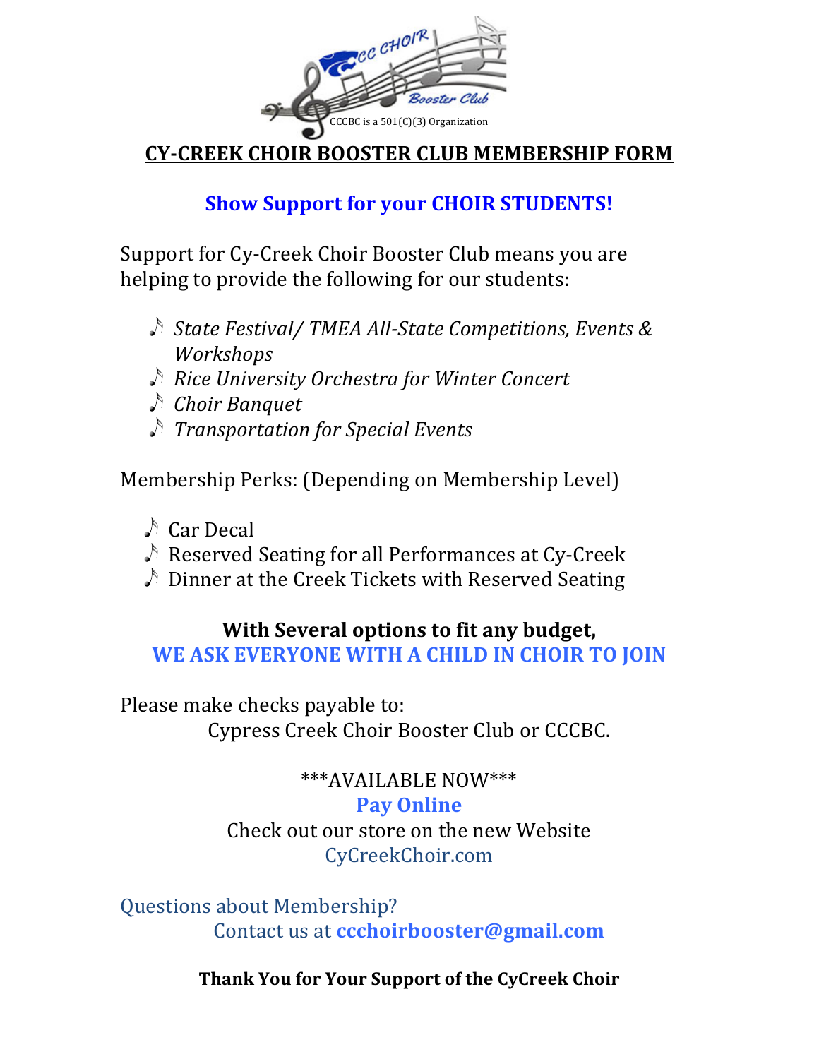CCCBC is a 501(C)(3) Organization

# CY-CREEK CHOIR BOOSTER CLUB MEMBERSHIP FORM

## Show Support for your CHOIR STUDENTS!

Support for Cy-Creek Choir Booster Club means you are helping to provide the following for our students:

- *State Festival/ TMEA All-State Competitions, Events & Workshops*
- *Rice University Orchestra for Winter Concert*
- *Choir Banquet*
- *Transportation for Special Events*

Membership Perks: (Depending on Membership Level)

- Car Decal
- Reserved Seating for all Performances at Cy-Creek
- Dinner at the Creek Tickets with Reserved Seating

**With Several options to fit any budget,**
**WE ASK EVERYONE WITH A CHILD IN CHOIR TO JOIN**

Please make checks payable to:
Cypress Creek Choir Booster Club or CCCBC.

***AVAILABLE NOW***
**Pay Online**
Check out our store on the new Website
CyCreekChoir.com

Questions about Membership?
Contact us at **ccchoirbooster@gmail.com**

**Thank You for Your Support of the CyCreek Choir**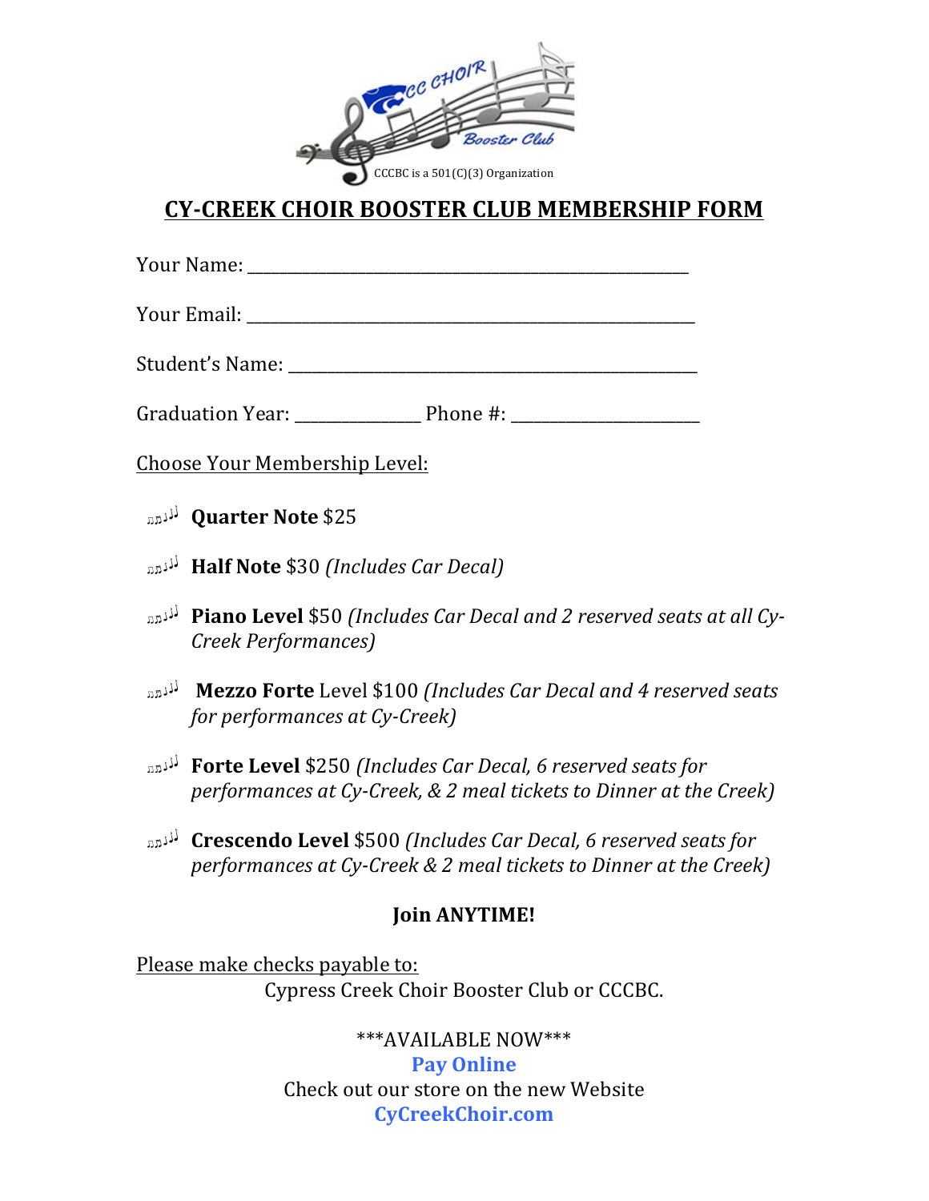CC CHOIR

Booster Club

CCCBC is a 501(C)(3) Organization

# CY-CREEK CHOIR BOOSTER CLUB MEMBERSHIP FORM

Your Name: ______________________________________________________

Your Email: ______________________________________________________

Student's Name: __________________________________________________

Graduation Year: _______________ Phone #: ______________________

Choose Your Membership Level:

- **Quarter Note** $25
- **Half Note** $30 *(Includes Car Decal)*
- **Piano Level** $50 *(Includes Car Decal and 2 reserved seats at all Cy-Creek Performances)*
- **Mezzo Forte** Level $100 *(Includes Car Decal and 4 reserved seats for performances at Cy-Creek)*
- **Forte Level** $250 *(Includes Car Decal, 6 reserved seats for performances at Cy-Creek, & 2 meal tickets to Dinner at the Creek)*
- **Crescendo Level** $500 *(Includes Car Decal, 6 reserved seats for performances at Cy-Creek & 2 meal tickets to Dinner at the Creek)*

**Join ANYTIME!**

Please make checks payable to:

Cypress Creek Choir Booster Club or CCCBC.

***AVAILABLE NOW***

**Pay Online**

Check out our store on the new Website

**CyCreekChoir.com**